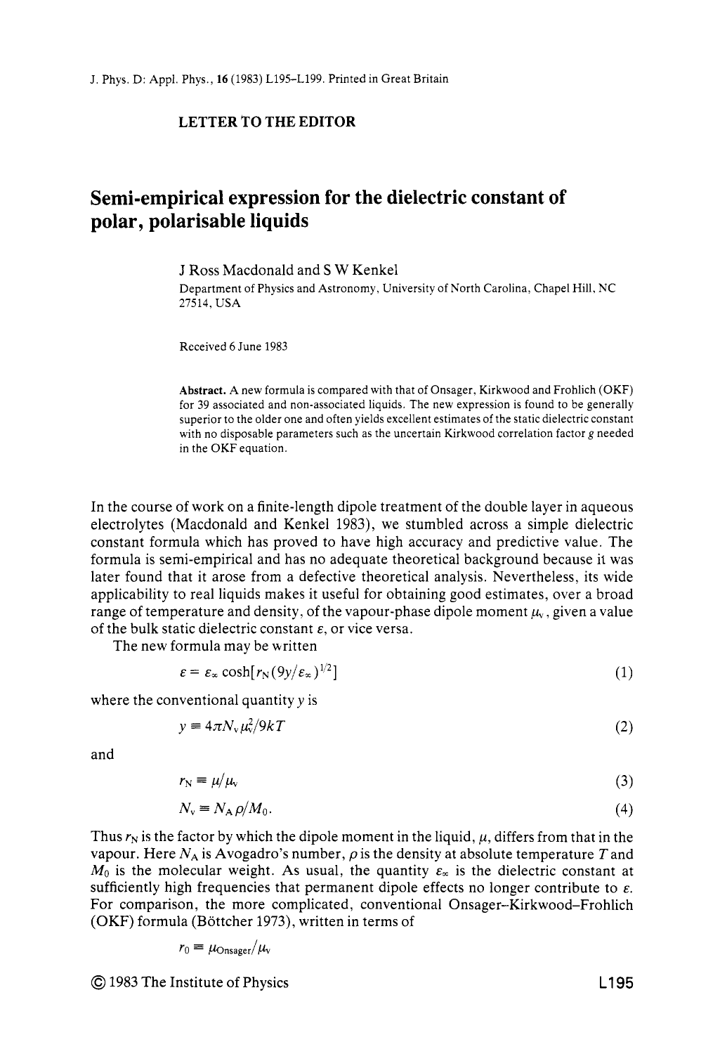LETTER TO THE EDITOR

# Semi-empirical expression for the dielectric constant of polar, polarisable liquids

J Ross Macdonald and S W Kenkel

Department of Physics and Astronomy, University of North Carolina, Chapel Hill, NC 27514, USA

Received 6 June 1983

**Abstract.** A new formula is compared with that of Onsager, Kirkwood and Frohlich (OKF) for 39 associated and non-associated liquids. The new expression is found to be generally superior to the older one and often yields excellent estimates of the static dielectric constant with no disposable parameters such as the uncertain Kirkwood correlation factor $g$ needed in the OKF equation.

In the course of work on a finite-length dipole treatment of the double layer in aqueous electrolytes (Macdonald and Kenkel 1983), we stumbled across a simple dielectric constant formula which has proved to have high accuracy and predictive value. The formula is semi-empirical and has no adequate theoretical background because it was later found that it arose from a defective theoretical analysis. Nevertheless, its wide applicability to real liquids makes it useful for obtaining good estimates, over a broad range of temperature and density, of the vapour-phase dipole moment $\mu_v$, given a value of the bulk static dielectric constant $\varepsilon$, or vice versa.

The new formula may be written

$$\varepsilon = \varepsilon_\infty \cosh[r_N(9y/\varepsilon_\infty)^{1/2}] \tag{1}$$

where the conventional quantity $y$ is

$$y \equiv 4\pi N_v \mu_v^2 / 9kT \tag{2}$$

and

$$r_N \equiv \mu/\mu_v \tag{3}$$

$$N_v \equiv N_A \rho / M_0. \tag{4}$$

Thus $r_N$ is the factor by which the dipole moment in the liquid, $\mu$, differs from that in the vapour. Here $N_A$ is Avogadro's number, $\rho$ is the density at absolute temperature $T$ and $M_0$ is the molecular weight. As usual, the quantity $\varepsilon_\infty$ is the dielectric constant at sufficiently high frequencies that permanent dipole effects no longer contribute to $\varepsilon$. For comparison, the more complicated, conventional Onsager–Kirkwood–Frohlich (OKF) formula (Böttcher 1973), written in terms of

$$r_0 \equiv \mu_{\text{Onsager}}/\mu_v$$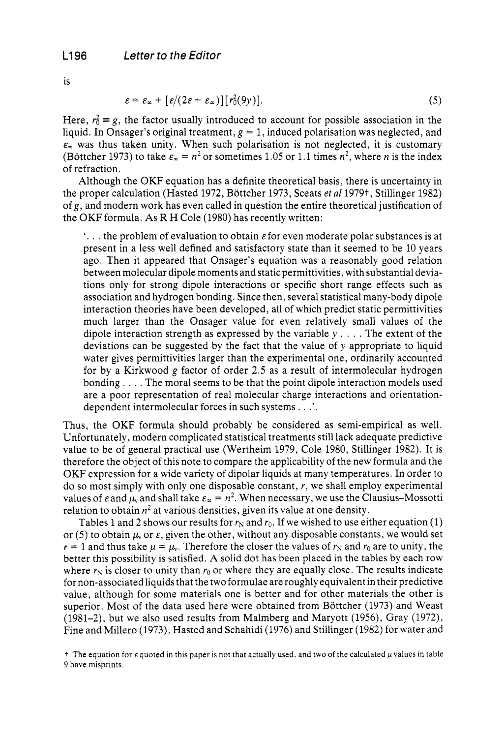is

$$\varepsilon = \varepsilon_\infty + [\varepsilon/(2\varepsilon + \varepsilon_\infty)][r_0^2(9y)]. \tag{5}$$

Here, $r_0^2 \equiv g$, the factor usually introduced to account for possible association in the liquid. In Onsager's original treatment, $g = 1$, induced polarisation was neglected, and $\varepsilon_\infty$ was thus taken unity. When such polarisation is not neglected, it is customary (Böttcher 1973) to take $\varepsilon_\infty = n^2$ or sometimes 1.05 or 1.1 times $n^2$, where $n$ is the index of refraction.

Although the OKF equation has a definite theoretical basis, there is uncertainty in the proper calculation (Hasted 1972, Böttcher 1973, Sceats *et al* 1979†, Stillinger 1982) of $g$, and modern work has even called in question the entire theoretical justification of the OKF formula. As R H Cole (1980) has recently written:

> '... the problem of evaluation to obtain $\varepsilon$ for even moderate polar substances is at present in a less well defined and satisfactory state than it seemed to be 10 years ago. Then it appeared that Onsager's equation was a reasonably good relation between molecular dipole moments and static permittivities, with substantial deviations only for strong dipole interactions or specific short range effects such as association and hydrogen bonding. Since then, several statistical many-body dipole interaction theories have been developed, all of which predict static permittivities much larger than the Onsager value for even relatively small values of the dipole interaction strength as expressed by the variable $y$ .... The extent of the deviations can be suggested by the fact that the value of $y$ appropriate to liquid water gives permittivities larger than the experimental one, ordinarily accounted for by a Kirkwood $g$ factor of order 2.5 as a result of intermolecular hydrogen bonding .... The moral seems to be that the point dipole interaction models used are a poor representation of real molecular charge interactions and orientation-dependent intermolecular forces in such systems ...'.

Thus, the OKF formula should probably be considered as semi-empirical as well. Unfortunately, modern complicated statistical treatments still lack adequate predictive value to be of general practical use (Wertheim 1979, Cole 1980, Stillinger 1982). It is therefore the object of this note to compare the applicability of the new formula and the OKF expression for a wide variety of dipolar liquids at many temperatures. In order to do so most simply with only one disposable constant, $r$, we shall employ experimental values of $\varepsilon$ and $\mu_v$ and shall take $\varepsilon_\infty = n^2$. When necessary, we use the Clausius–Mossotti relation to obtain $n^2$ at various densities, given its value at one density.

Tables 1 and 2 shows our results for $r_N$ and $r_0$. If we wished to use either equation (1) or (5) to obtain $\mu_v$ or $\varepsilon$, given the other, without any disposable constants, we would set $r = 1$ and thus take $\mu = \mu_v$. Therefore the closer the values of $r_N$ and $r_0$ are to unity, the better this possibility is satisfied. A solid dot has been placed in the tables by each row where $r_N$ is closer to unity than $r_0$ or where they are equally close. The results indicate for non-associated liquids that the two formulae are roughly equivalent in their predictive value, although for some materials one is better and for other materials the other is superior. Most of the data used here were obtained from Böttcher (1973) and Weast (1981–2), but we also used results from Malmberg and Maryott (1956), Gray (1972), Fine and Millero (1973), Hasted and Schahidi (1976) and Stillinger (1982) for water and

† The equation for $\varepsilon$ quoted in this paper is not that actually used, and two of the calculated $\mu$ values in table 9 have misprints.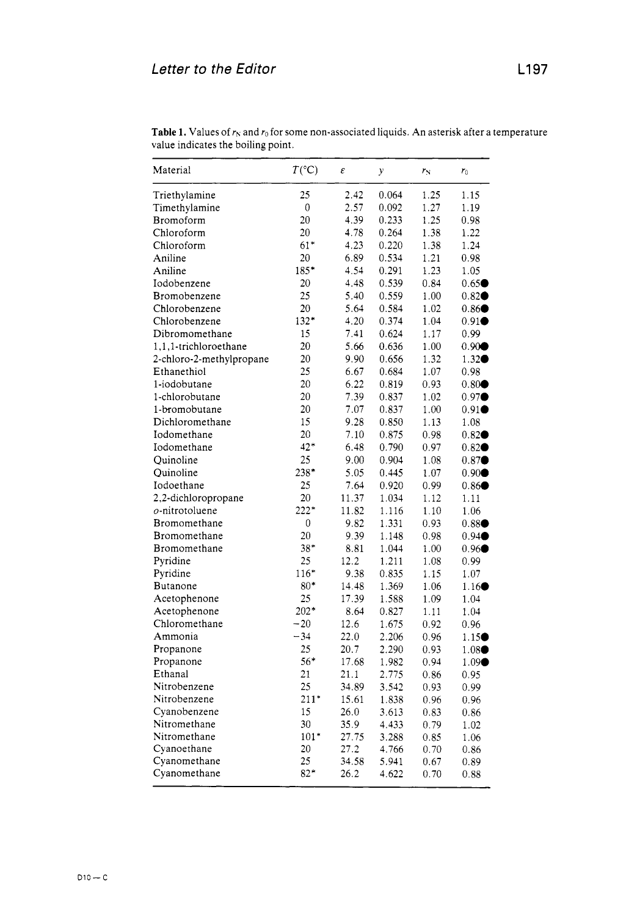**Table 1.** Values of $r_N$ and $r_0$ for some non-associated liquids. An asterisk after a temperature value indicates the boiling point.

| Material | $T$(°C) | $\varepsilon$ | $y$ | $r_N$ | $r_0$ |
|---|---|---|---|---|---|
| Triethylamine | 25 | 2.42 | 0.064 | 1.25 | 1.15 |
| Timethylamine | 0 | 2.57 | 0.092 | 1.27 | 1.19 |
| Bromoform | 20 | 4.39 | 0.233 | 1.25 | 0.98 |
| Chloroform | 20 | 4.78 | 0.264 | 1.38 | 1.22 |
| Chloroform | 61* | 4.23 | 0.220 | 1.38 | 1.24 |
| Aniline | 20 | 6.89 | 0.534 | 1.21 | 0.98 |
| Aniline | 185* | 4.54 | 0.291 | 1.23 | 1.05 |
| Iodobenzene | 20 | 4.48 | 0.539 | 0.84 | 0.65● |
| Bromobenzene | 25 | 5.40 | 0.559 | 1.00 | 0.82● |
| Chlorobenzene | 20 | 5.64 | 0.584 | 1.02 | 0.86● |
| Chlorobenzene | 132* | 4.20 | 0.374 | 1.04 | 0.91● |
| Dibromomethane | 15 | 7.41 | 0.624 | 1.17 | 0.99 |
| 1,1,1-trichloroethane | 20 | 5.66 | 0.636 | 1.00 | 0.90● |
| 2-chloro-2-methylpropane | 20 | 9.90 | 0.656 | 1.32 | 1.32● |
| Ethanethiol | 25 | 6.67 | 0.684 | 1.07 | 0.98 |
| 1-iodobutane | 20 | 6.22 | 0.819 | 0.93 | 0.80● |
| 1-chlorobutane | 20 | 7.39 | 0.837 | 1.02 | 0.97● |
| 1-bromobutane | 20 | 7.07 | 0.837 | 1.00 | 0.91● |
| Dichloromethane | 15 | 9.28 | 0.850 | 1.13 | 1.08 |
| Iodomethane | 20 | 7.10 | 0.875 | 0.98 | 0.82● |
| Iodomethane | 42* | 6.48 | 0.790 | 0.97 | 0.82● |
| Quinoline | 25 | 9.00 | 0.904 | 1.08 | 0.87● |
| Quinoline | 238* | 5.05 | 0.445 | 1.07 | 0.90● |
| Iodoethane | 25 | 7.64 | 0.920 | 0.99 | 0.86● |
| 2,2-dichloropropane | 20 | 11.37 | 1.034 | 1.12 | 1.11 |
| *o*-nitrotoluene | 222* | 11.82 | 1.116 | 1.10 | 1.06 |
| Bromomethane | 0 | 9.82 | 1.331 | 0.93 | 0.88● |
| Bromomethane | 20 | 9.39 | 1.148 | 0.98 | 0.94● |
| Bromomethane | 38* | 8.81 | 1.044 | 1.00 | 0.96● |
| Pyridine | 25 | 12.2 | 1.211 | 1.08 | 0.99 |
| Pyridine | 116* | 9.38 | 0.835 | 1.15 | 1.07 |
| Butanone | 80* | 14.48 | 1.369 | 1.06 | 1.16● |
| Acetophenone | 25 | 17.39 | 1.588 | 1.09 | 1.04 |
| Acetophenone | 202* | 8.64 | 0.827 | 1.11 | 1.04 |
| Chloromethane | −20 | 12.6 | 1.675 | 0.92 | 0.96 |
| Ammonia | −34 | 22.0 | 2.206 | 0.96 | 1.15● |
| Propanone | 25 | 20.7 | 2.290 | 0.93 | 1.08● |
| Propanone | 56* | 17.68 | 1.982 | 0.94 | 1.09● |
| Ethanal | 21 | 21.1 | 2.775 | 0.86 | 0.95 |
| Nitrobenzene | 25 | 34.89 | 3.542 | 0.93 | 0.99 |
| Nitrobenzene | 211* | 15.61 | 1.838 | 0.96 | 0.96 |
| Cyanobenzene | 15 | 26.0 | 3.613 | 0.83 | 0.86 |
| Nitromethane | 30 | 35.9 | 4.433 | 0.79 | 1.02 |
| Nitromethane | 101* | 27.75 | 3.288 | 0.85 | 1.06 |
| Cyanoethane | 20 | 27.2 | 4.766 | 0.70 | 0.86 |
| Cyanomethane | 25 | 34.58 | 5.941 | 0.67 | 0.89 |
| Cyanomethane | 82* | 26.2 | 4.622 | 0.70 | 0.88 |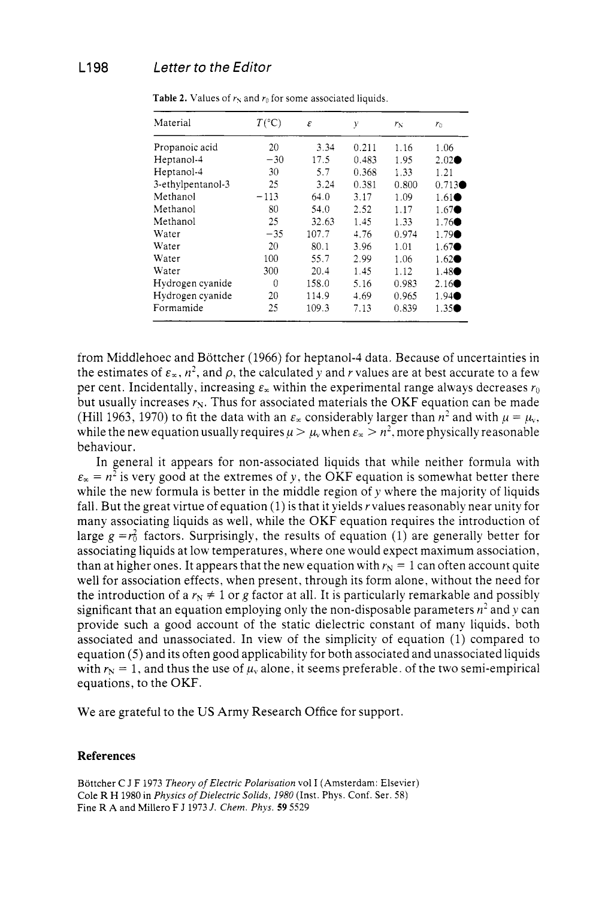**Table 2.** Values of $r_N$ and $r_0$ for some associated liquids.

| Material | $T$(°C) | $\varepsilon$ | $y$ | $r_N$ | $r_0$ |
|---|---|---|---|---|---|
| Propanoic acid | 20 | 3.34 | 0.211 | 1.16 | 1.06 |
| Heptanol-4 | −30 | 17.5 | 0.483 | 1.95 | 2.02● |
| Heptanol-4 | 30 | 5.7 | 0.368 | 1.33 | 1.21 |
| 3-ethylpentanol-3 | 25 | 3.24 | 0.381 | 0.800 | 0.713● |
| Methanol | −113 | 64.0 | 3.17 | 1.09 | 1.61● |
| Methanol | 80 | 54.0 | 2.52 | 1.17 | 1.67● |
| Methanol | 25 | 32.63 | 1.45 | 1.33 | 1.76● |
| Water | −35 | 107.7 | 4.76 | 0.974 | 1.79● |
| Water | 20 | 80.1 | 3.96 | 1.01 | 1.67● |
| Water | 100 | 55.7 | 2.99 | 1.06 | 1.62● |
| Water | 300 | 20.4 | 1.45 | 1.12 | 1.48● |
| Hydrogen cyanide | 0 | 158.0 | 5.16 | 0.983 | 2.16● |
| Hydrogen cyanide | 20 | 114.9 | 4.69 | 0.965 | 1.94● |
| Formamide | 25 | 109.3 | 7.13 | 0.839 | 1.35● |

from Middlehoec and Böttcher (1966) for heptanol-4 data. Because of uncertainties in the estimates of $\varepsilon_\infty$, $n^2$, and $\rho$, the calculated $y$ and $r$ values are at best accurate to a few per cent. Incidentally, increasing $\varepsilon_\infty$ within the experimental range always decreases $r_0$ but usually increases $r_N$. Thus for associated materials the OKF equation can be made (Hill 1963, 1970) to fit the data with an $\varepsilon_\infty$ considerably larger than $n^2$ and with $\mu = \mu_v$, while the new equation usually requires $\mu > \mu_v$ when $\varepsilon_\infty > n^2$, more physically reasonable behaviour.

In general it appears for non-associated liquids that while neither formula with $\varepsilon_\infty = n^2$ is very good at the extremes of $y$, the OKF equation is somewhat better there while the new formula is better in the middle region of $y$ where the majority of liquids fall. But the great virtue of equation (1) is that it yields $r$ values reasonably near unity for many associating liquids as well, while the OKF equation requires the introduction of large $g = r_0^2$ factors. Surprisingly, the results of equation (1) are generally better for associating liquids at low temperatures, where one would expect maximum association, than at higher ones. It appears that the new equation with $r_N = 1$ can often account quite well for association effects, when present, through its form alone, without the need for the introduction of a $r_N \neq 1$ or $g$ factor at all. It is particularly remarkable and possibly significant that an equation employing only the non-disposable parameters $n^2$ and $y$ can provide such a good account of the static dielectric constant of many liquids, both associated and unassociated. In view of the simplicity of equation (1) compared to equation (5) and its often good applicability for both associated and unassociated liquids with $r_N = 1$, and thus the use of $\mu_v$ alone, it seems preferable, of the two semi-empirical equations, to the OKF.

We are grateful to the US Army Research Office for support.

## References

Böttcher C J F 1973 *Theory of Electric Polarisation* vol I (Amsterdam: Elsevier)
Cole R H 1980 in *Physics of Dielectric Solids, 1980* (Inst. Phys. Conf. Ser. 58)
Fine R A and Millero F J 1973 *J. Chem. Phys.* **59** 5529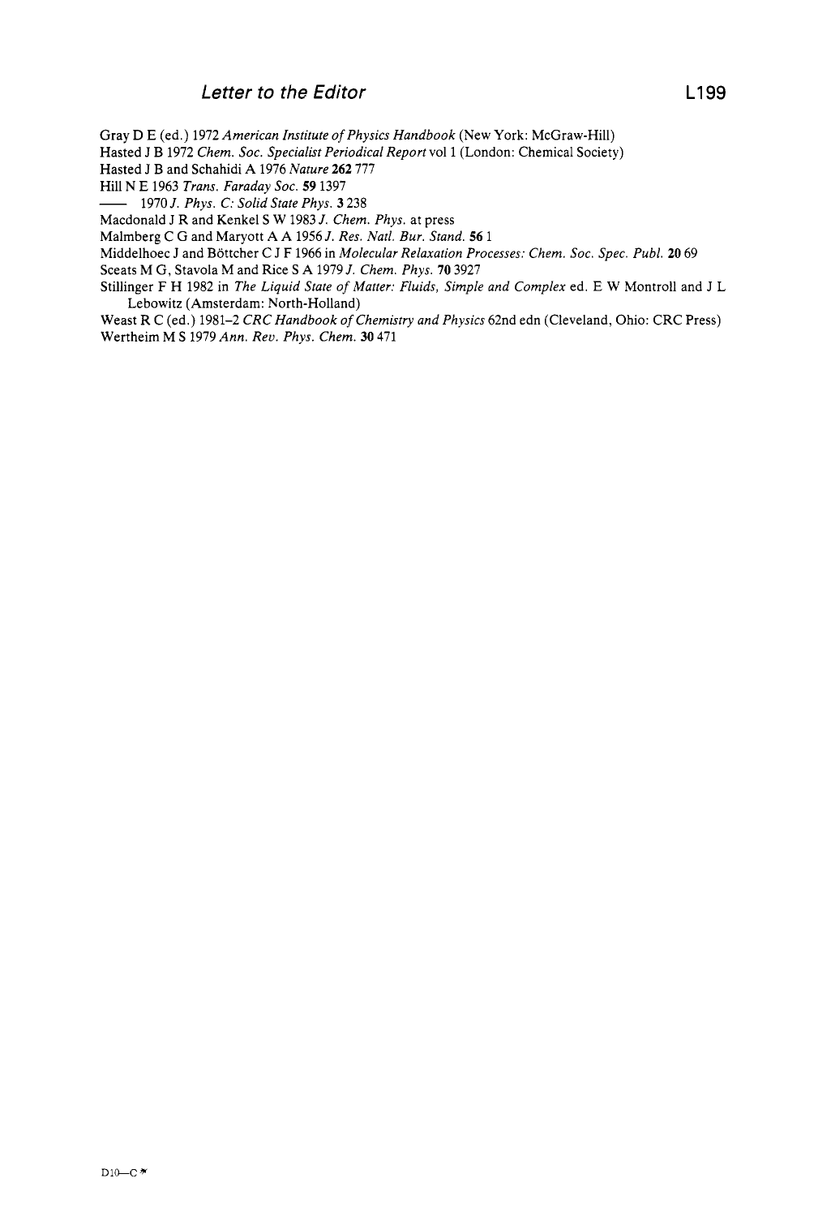Gray D E (ed.) 1972 *American Institute of Physics Handbook* (New York: McGraw-Hill)
Hasted J B 1972 *Chem. Soc. Specialist Periodical Report* vol 1 (London: Chemical Society)
Hasted J B and Schahidi A 1976 *Nature* **262** 777
Hill N E 1963 *Trans. Faraday Soc.* **59** 1397
—— 1970 *J. Phys. C: Solid State Phys.* **3** 238
Macdonald J R and Kenkel S W 1983 *J. Chem. Phys.* at press
Malmberg C G and Maryott A A 1956 *J. Res. Natl. Bur. Stand.* **56** 1
Middelhoec J and Böttcher C J F 1966 in *Molecular Relaxation Processes: Chem. Soc. Spec. Publ.* **20** 69
Sceats M G, Stavola M and Rice S A 1979 *J. Chem. Phys.* **70** 3927
Stillinger F H 1982 in *The Liquid State of Matter: Fluids, Simple and Complex* ed. E W Montroll and J L Lebowitz (Amsterdam: North-Holland)
Weast R C (ed.) 1981–2 *CRC Handbook of Chemistry and Physics* 62nd edn (Cleveland, Ohio: CRC Press)
Wertheim M S 1979 *Ann. Rev. Phys. Chem.* **30** 471

D10—C*